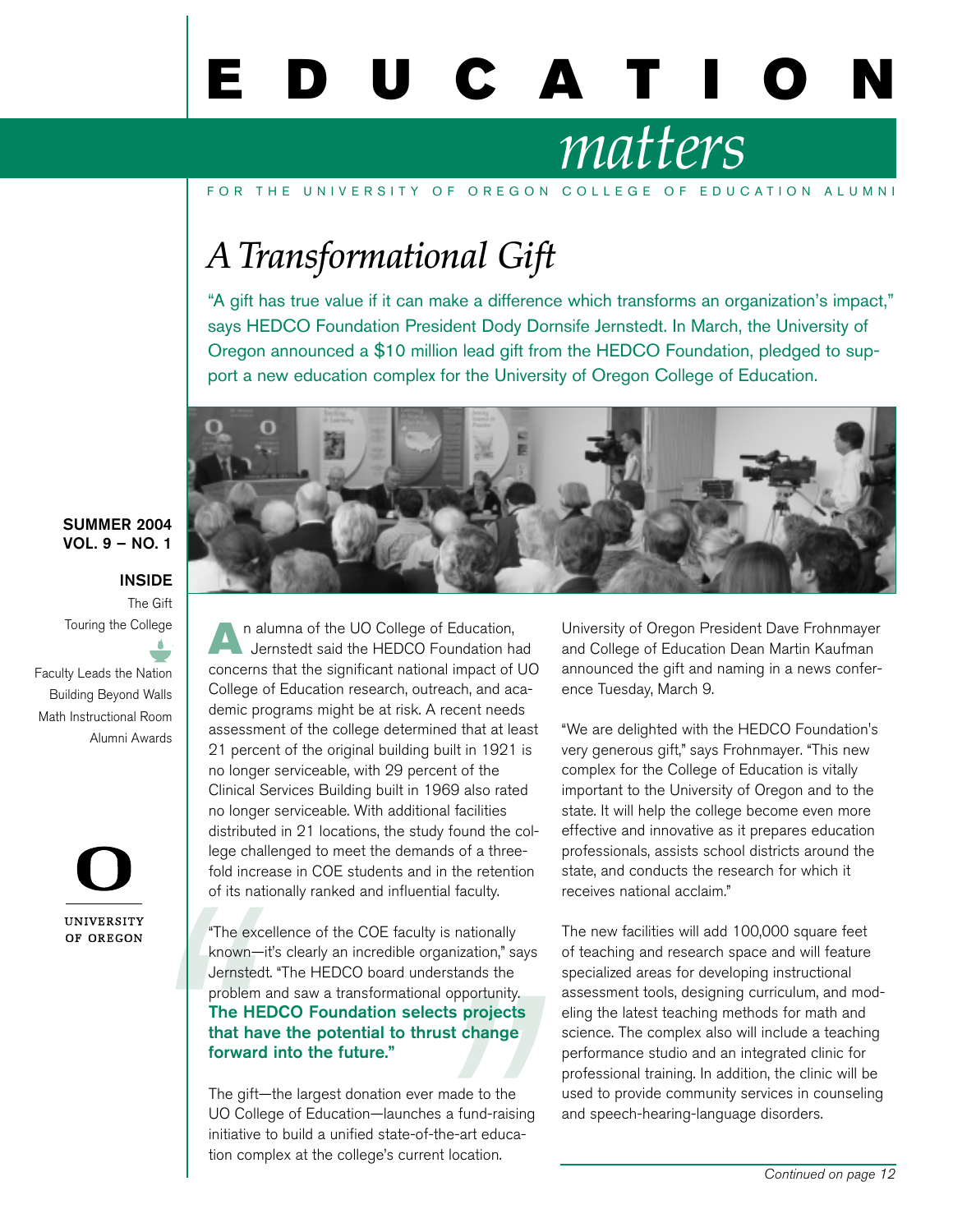# EDUCATION *matters*

FOR THE UNIVERSITY OF OREGON COLLEGE OF EDUCATION ALUMNI

**SUMMER 2004**
**VOL. 9 – NO. 1**

**INSIDE**

The Gift
Touring the College
Faculty Leads the Nation
Building Beyond Walls
Math Instructional Room
Alumni Awards

## *A Transformational Gift*

"A gift has true value if it can make a difference which transforms an organization's impact," says HEDCO Foundation President Dody Dornsife Jernstedt. In March, the University of Oregon announced a $10 million lead gift from the HEDCO Foundation, pledged to support a new education complex for the University of Oregon College of Education.

An alumna of the UO College of Education, Jernstedt said the HEDCO Foundation had concerns that the significant national impact of UO College of Education research, outreach, and academic programs might be at risk. A recent needs assessment of the college determined that at least 21 percent of the original building built in 1921 is no longer serviceable, with 29 percent of the Clinical Services Building built in 1969 also rated no longer serviceable. With additional facilities distributed in 21 locations, the study found the college challenged to meet the demands of a threefold increase in COE students and in the retention of its nationally ranked and influential faculty.

"The excellence of the COE faculty is nationally known—it's clearly an incredible organization," says Jernstedt. "The HEDCO board understands the problem and saw a transformational opportunity. **The HEDCO Foundation selects projects that have the potential to thrust change forward into the future."**

The gift—the largest donation ever made to the UO College of Education—launches a fund-raising initiative to build a unified state-of-the-art education complex at the college's current location.

University of Oregon President Dave Frohnmayer and College of Education Dean Martin Kaufman announced the gift and naming in a news conference Tuesday, March 9.

"We are delighted with the HEDCO Foundation's very generous gift," says Frohnmayer. "This new complex for the College of Education is vitally important to the University of Oregon and to the state. It will help the college become even more effective and innovative as it prepares education professionals, assists school districts around the state, and conducts the research for which it receives national acclaim."

The new facilities will add 100,000 square feet of teaching and research space and will feature specialized areas for developing instructional assessment tools, designing curriculum, and modeling the latest teaching methods for math and science. The complex also will include a teaching performance studio and an integrated clinic for professional training. In addition, the clinic will be used to provide community services in counseling and speech-hearing-language disorders.

*Continued on page 12*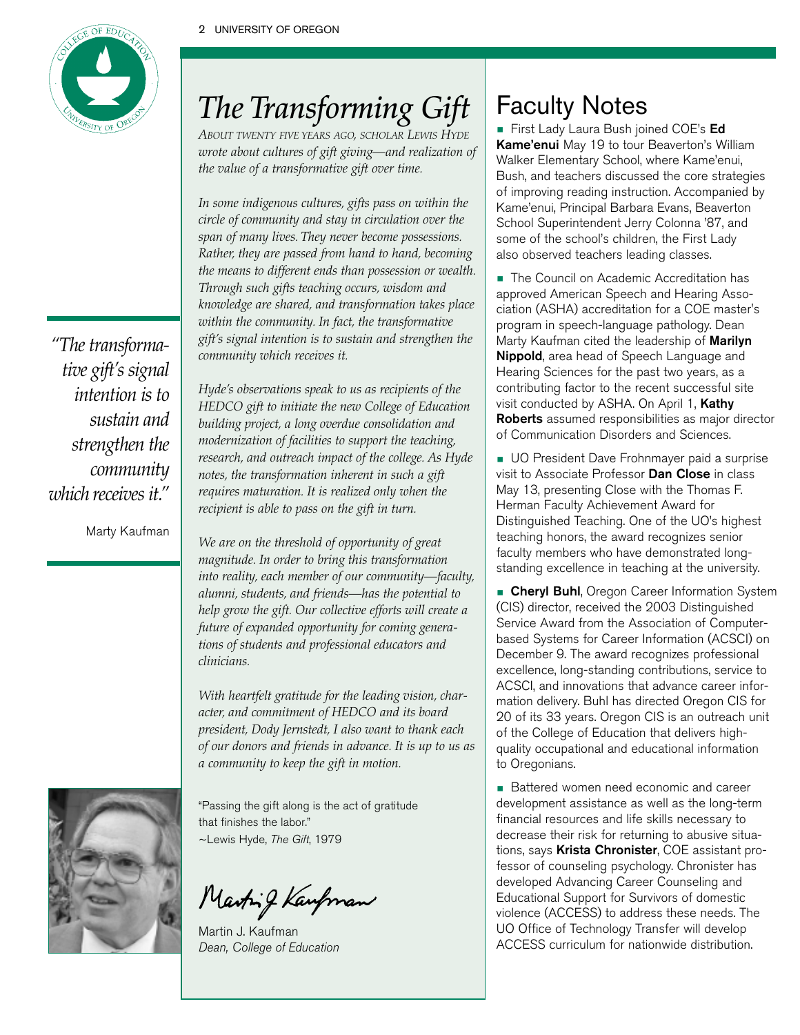# The Transforming Gift

*About twenty five years ago, scholar Lewis Hyde wrote about cultures of gift giving—and realization of the value of a transformative gift over time.*

*In some indigenous cultures, gifts pass on within the circle of community and stay in circulation over the span of many lives. They never become possessions. Rather, they are passed from hand to hand, becoming the means to different ends than possession or wealth. Through such gifts teaching occurs, wisdom and knowledge are shared, and transformation takes place within the community. In fact, the transformative gift's signal intention is to sustain and strengthen the community which receives it.*

*Hyde's observations speak to us as recipients of the HEDCO gift to initiate the new College of Education building project, a long overdue consolidation and modernization of facilities to support the teaching, research, and outreach impact of the college. As Hyde notes, the transformation inherent in such a gift requires maturation. It is realized only when the recipient is able to pass on the gift in turn.*

*We are on the threshold of opportunity of great magnitude. In order to bring this transformation into reality, each member of our community—faculty, alumni, students, and friends—has the potential to help grow the gift. Our collective efforts will create a future of expanded opportunity for coming generations of students and professional educators and clinicians.*

*With heartfelt gratitude for the leading vision, character, and commitment of HEDCO and its board president, Dody Jernstedt, I also want to thank each of our donors and friends in advance. It is up to us as a community to keep the gift in motion.*

"Passing the gift along is the act of gratitude that finishes the labor."
~Lewis Hyde, *The Gift*, 1979

Martin J. Kaufman
*Dean, College of Education*

> *"The transformative gift's signal intention is to sustain and strengthen the community which receives it."*
>
> Marty Kaufman

## Faculty Notes

- First Lady Laura Bush joined COE's **Ed Kame'enui** May 19 to tour Beaverton's William Walker Elementary School, where Kame'enui, Bush, and teachers discussed the core strategies of improving reading instruction. Accompanied by Kame'enui, Principal Barbara Evans, Beaverton School Superintendent Jerry Colonna '87, and some of the school's children, the First Lady also observed teachers leading classes.

- The Council on Academic Accreditation has approved American Speech and Hearing Association (ASHA) accreditation for a COE master's program in speech-language pathology. Dean Marty Kaufman cited the leadership of **Marilyn Nippold**, area head of Speech Language and Hearing Sciences for the past two years, as a contributing factor to the recent successful site visit conducted by ASHA. On April 1, **Kathy Roberts** assumed responsibilities as major director of Communication Disorders and Sciences.

- UO President Dave Frohnmayer paid a surprise visit to Associate Professor **Dan Close** in class May 13, presenting Close with the Thomas F. Herman Faculty Achievement Award for Distinguished Teaching. One of the UO's highest teaching honors, the award recognizes senior faculty members who have demonstrated long-standing excellence in teaching at the university.

- **Cheryl Buhl**, Oregon Career Information System (CIS) director, received the 2003 Distinguished Service Award from the Association of Computer-based Systems for Career Information (ACSCI) on December 9. The award recognizes professional excellence, long-standing contributions, service to ACSCI, and innovations that advance career information delivery. Buhl has directed Oregon CIS for 20 of its 33 years. Oregon CIS is an outreach unit of the College of Education that delivers high-quality occupational and educational information to Oregonians.

- Battered women need economic and career development assistance as well as the long-term financial resources and life skills necessary to decrease their risk for returning to abusive situations, says **Krista Chronister**, COE assistant professor of counseling psychology. Chronister has developed Advancing Career Counseling and Educational Support for Survivors of domestic violence (ACCESS) to address these needs. The UO Office of Technology Transfer will develop ACCESS curriculum for nationwide distribution.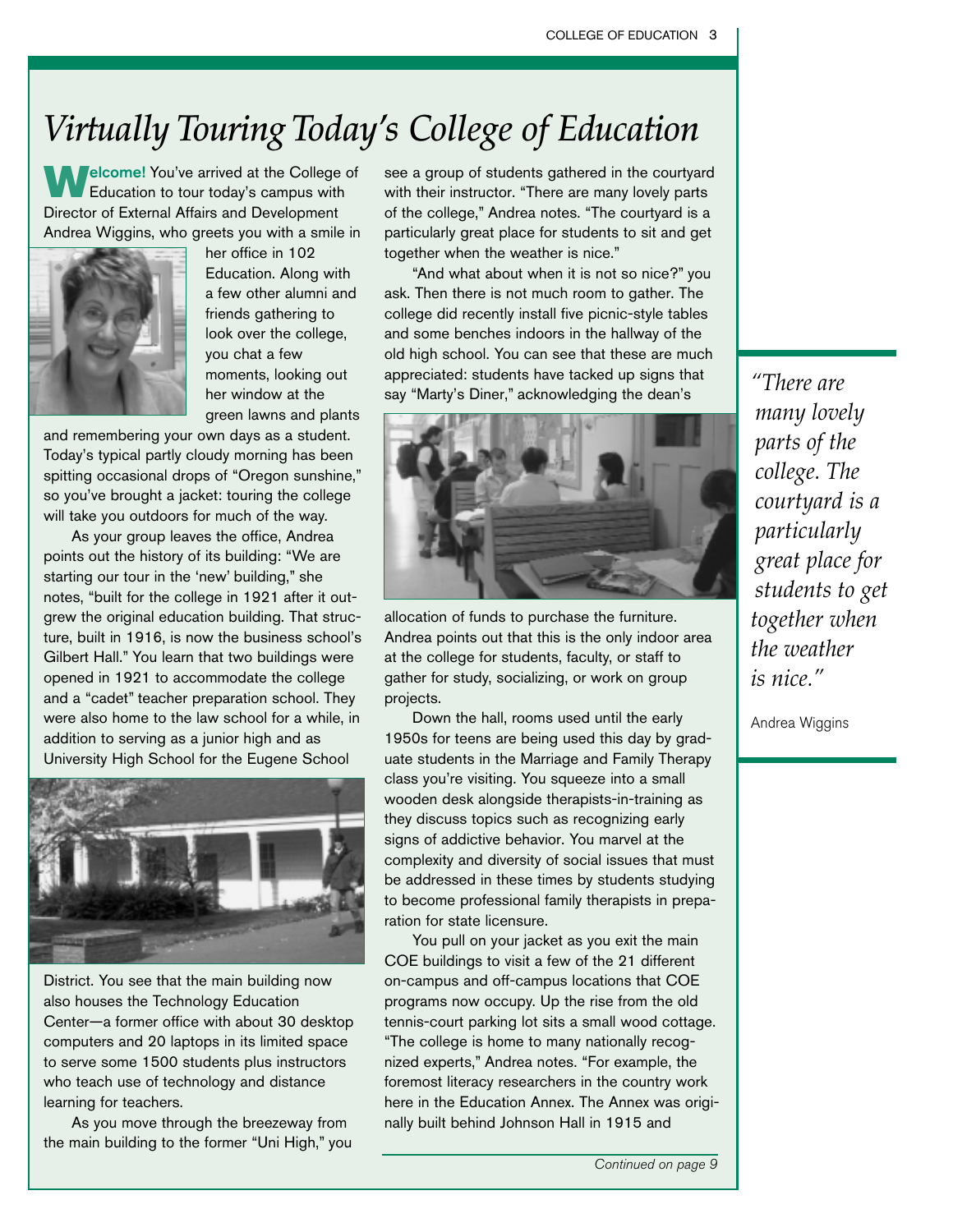# Virtually Touring Today's College of Education

**Welcome!** You've arrived at the College of Education to tour today's campus with Director of External Affairs and Development Andrea Wiggins, who greets you with a smile in her office in 102 Education. Along with a few other alumni and friends gathering to look over the college, you chat a few moments, looking out her window at the green lawns and plants and remembering your own days as a student. Today's typical partly cloudy morning has been spitting occasional drops of "Oregon sunshine," so you've brought a jacket: touring the college will take you outdoors for much of the way.

As your group leaves the office, Andrea points out the history of its building: "We are starting our tour in the 'new' building," she notes, "built for the college in 1921 after it outgrew the original education building. That structure, built in 1916, is now the business school's Gilbert Hall." You learn that two buildings were opened in 1921 to accommodate the college and a "cadet" teacher preparation school. They were also home to the law school for a while, in addition to serving as a junior high and as University High School for the Eugene School District. You see that the main building now also houses the Technology Education Center—a former office with about 30 desktop computers and 20 laptops in its limited space to serve some 1500 students plus instructors who teach use of technology and distance learning for teachers.

As you move through the breezeway from the main building to the former "Uni High," you see a group of students gathered in the courtyard with their instructor. "There are many lovely parts of the college," Andrea notes. "The courtyard is a particularly great place for students to sit and get together when the weather is nice."

"And what about when it is not so nice?" you ask. Then there is not much room to gather. The college did recently install five picnic-style tables and some benches indoors in the hallway of the old high school. You can see that these are much appreciated: students have tacked up signs that say "Marty's Diner," acknowledging the dean's allocation of funds to purchase the furniture. Andrea points out that this is the only indoor area at the college for students, faculty, or staff to gather for study, socializing, or work on group projects.

Down the hall, rooms used until the early 1950s for teens are being used this day by graduate students in the Marriage and Family Therapy class you're visiting. You squeeze into a small wooden desk alongside therapists-in-training as they discuss topics such as recognizing early signs of addictive behavior. You marvel at the complexity and diversity of social issues that must be addressed in these times by students studying to become professional family therapists in preparation for state licensure.

You pull on your jacket as you exit the main COE buildings to visit a few of the 21 different on-campus and off-campus locations that COE programs now occupy. Up the rise from the old tennis-court parking lot sits a small wood cottage. "The college is home to many nationally recognized experts," Andrea notes. "For example, the foremost literacy researchers in the country work here in the Education Annex. The Annex was originally built behind Johnson Hall in 1915 and

*Continued on page 9*

> *"There are many lovely parts of the college. The courtyard is a particularly great place for students to get together when the weather is nice."*
>
> Andrea Wiggins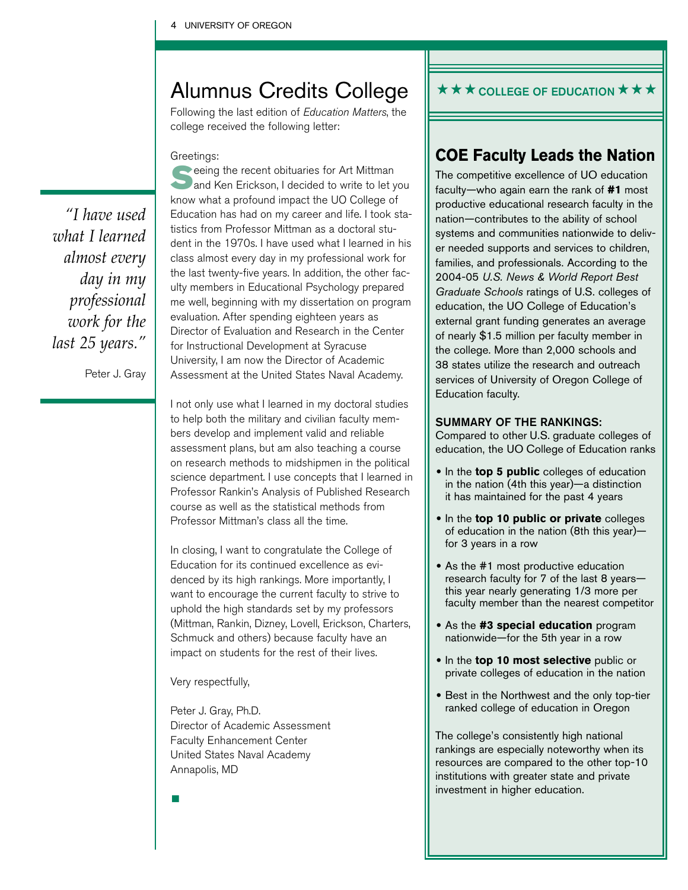# Alumnus Credits College

Following the last edition of *Education Matters*, the college received the following letter:

> *"I have used what I learned almost every day in my professional work for the last 25 years."*
>
> Peter J. Gray

Greetings:

Seeing the recent obituaries for Art Mittman and Ken Erickson, I decided to write to let you know what a profound impact the UO College of Education has had on my career and life. I took statistics from Professor Mittman as a doctoral student in the 1970s. I have used what I learned in his class almost every day in my professional work for the last twenty-five years. In addition, the other faculty members in Educational Psychology prepared me well, beginning with my dissertation on program evaluation. After spending eighteen years as Director of Evaluation and Research in the Center for Instructional Development at Syracuse University, I am now the Director of Academic Assessment at the United States Naval Academy.

I not only use what I learned in my doctoral studies to help both the military and civilian faculty members develop and implement valid and reliable assessment plans, but am also teaching a course on research methods to midshipmen in the political science department. I use concepts that I learned in Professor Rankin's Analysis of Published Research course as well as the statistical methods from Professor Mittman's class all the time.

In closing, I want to congratulate the College of Education for its continued excellence as evidenced by its high rankings. More importantly, I want to encourage the current faculty to strive to uphold the high standards set by my professors (Mittman, Rankin, Dizney, Lovell, Erickson, Charters, Schmuck and others) because faculty have an impact on students for the rest of their lives.

Very respectfully,

Peter J. Gray, Ph.D.
Director of Academic Assessment
Faculty Enhancement Center
United States Naval Academy
Annapolis, MD

---

★★★ **COLLEGE OF EDUCATION** ★★★

## COE Faculty Leads the Nation

The competitive excellence of UO education faculty—who again earn the rank of **#1** most productive educational research faculty in the nation—contributes to the ability of school systems and communities nationwide to deliver needed supports and services to children, families, and professionals. According to the 2004-05 *U.S. News & World Report Best Graduate Schools* ratings of U.S. colleges of education, the UO College of Education's external grant funding generates an average of nearly $1.5 million per faculty member in the college. More than 2,000 schools and 38 states utilize the research and outreach services of University of Oregon College of Education faculty.

**SUMMARY OF THE RANKINGS:**
Compared to other U.S. graduate colleges of education, the UO College of Education ranks

- In the **top 5 public** colleges of education in the nation (4th this year)—a distinction it has maintained for the past 4 years
- In the **top 10 public or private** colleges of education in the nation (8th this year)—for 3 years in a row
- As the #1 most productive education research faculty for 7 of the last 8 years—this year nearly generating 1/3 more per faculty member than the nearest competitor
- As the **#3 special education** program nationwide—for the 5th year in a row
- In the **top 10 most selective** public or private colleges of education in the nation
- Best in the Northwest and the only top-tier ranked college of education in Oregon

The college's consistently high national rankings are especially noteworthy when its resources are compared to the other top-10 institutions with greater state and private investment in higher education.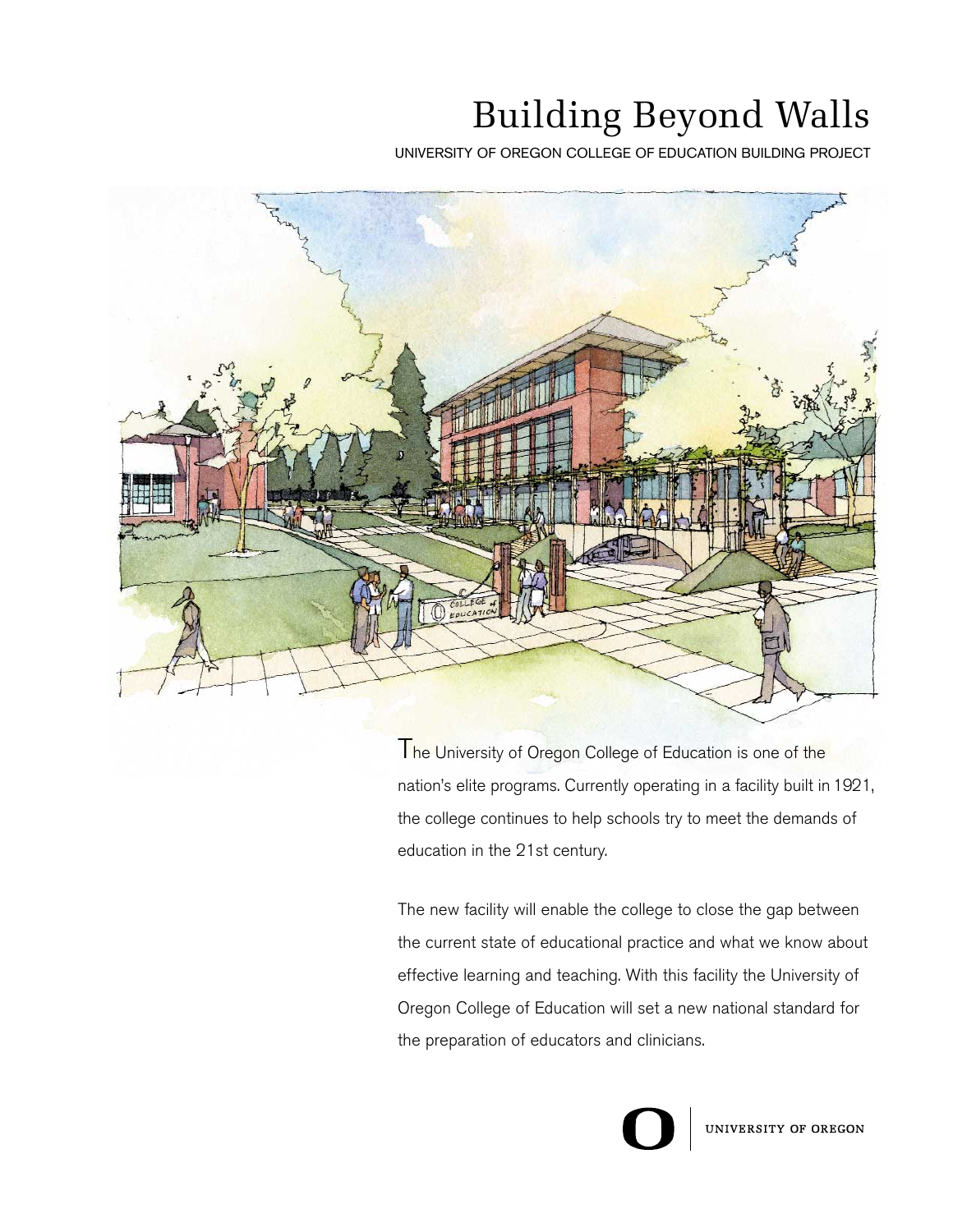# Building Beyond Walls

UNIVERSITY OF OREGON COLLEGE OF EDUCATION BUILDING PROJECT

The University of Oregon College of Education is one of the nation's elite programs. Currently operating in a facility built in 1921, the college continues to help schools try to meet the demands of education in the 21st century.

The new facility will enable the college to close the gap between the current state of educational practice and what we know about effective learning and teaching. With this facility the University of Oregon College of Education will set a new national standard for the preparation of educators and clinicians.

UNIVERSITY OF OREGON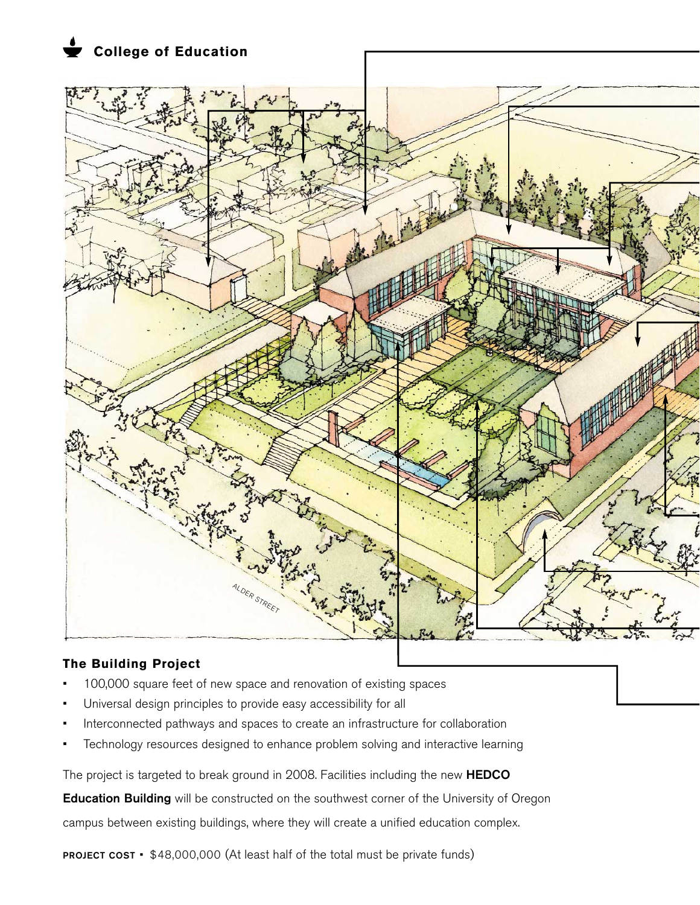## College of Education

### The Building Project

- 100,000 square feet of new space and renovation of existing spaces
- Universal design principles to provide easy accessibility for all
- Interconnected pathways and spaces to create an infrastructure for collaboration
- Technology resources designed to enhance problem solving and interactive learning

The project is targeted to break ground in 2008. Facilities including the new **HEDCO Education Building** will be constructed on the southwest corner of the University of Oregon campus between existing buildings, where they will create a unified education complex.

**PROJECT COST** ▪ $48,000,000 (At least half of the total must be private funds)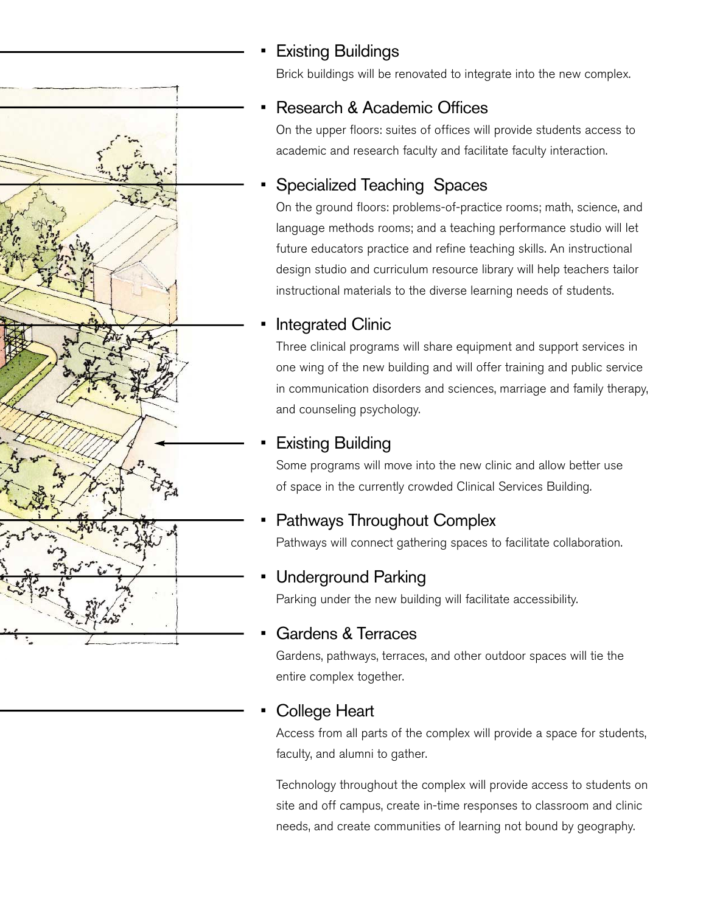- **Existing Buildings**

  Brick buildings will be renovated to integrate into the new complex.

- **Research & Academic Offices**

  On the upper floors: suites of offices will provide students access to academic and research faculty and facilitate faculty interaction.

- **Specialized Teaching Spaces**

  On the ground floors: problems-of-practice rooms; math, science, and language methods rooms; and a teaching performance studio will let future educators practice and refine teaching skills. An instructional design studio and curriculum resource library will help teachers tailor instructional materials to the diverse learning needs of students.

- **Integrated Clinic**

  Three clinical programs will share equipment and support services in one wing of the new building and will offer training and public service in communication disorders and sciences, marriage and family therapy, and counseling psychology.

- **Existing Building**

  Some programs will move into the new clinic and allow better use of space in the currently crowded Clinical Services Building.

- **Pathways Throughout Complex**

  Pathways will connect gathering spaces to facilitate collaboration.

- **Underground Parking**

  Parking under the new building will facilitate accessibility.

- **Gardens & Terraces**

  Gardens, pathways, terraces, and other outdoor spaces will tie the entire complex together.

- **College Heart**

  Access from all parts of the complex will provide a space for students, faculty, and alumni to gather.

  Technology throughout the complex will provide access to students on site and off campus, create in-time responses to classroom and clinic needs, and create communities of learning not bound by geography.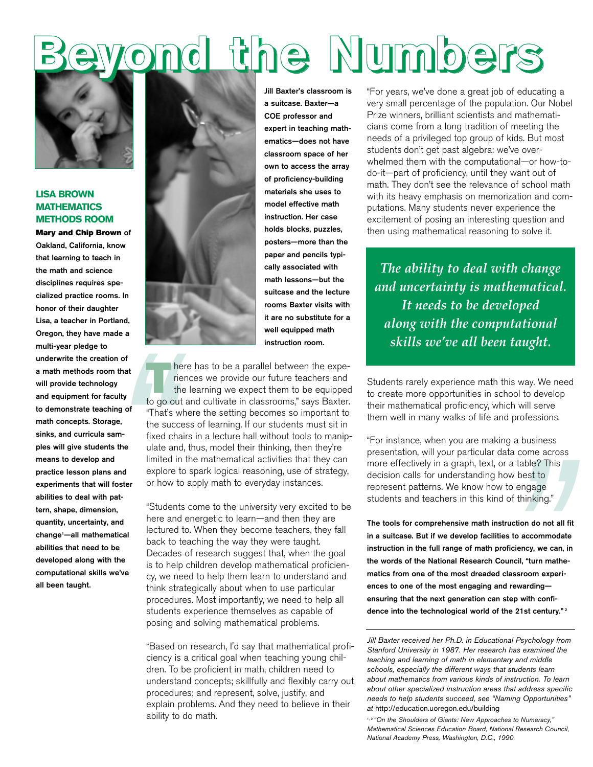# Beyond the Numbers

## LISA BROWN MATHEMATICS METHODS ROOM

**Mary and Chip Brown of Oakland, California, know that learning to teach in the math and science disciplines requires specialized practice rooms. In honor of their daughter Lisa, a teacher in Portland, Oregon, they have made a multi-year pledge to underwrite the creation of a math methods room that will provide technology and equipment for faculty to demonstrate teaching of math concepts. Storage, sinks, and curricula samples will give students the means to develop and practice lesson plans and experiments that will foster abilities to deal with pattern, shape, dimension, quantity, uncertainty, and change[1]—all mathematical abilities that need to be developed along with the computational skills we've all been taught.**

**Jill Baxter's classroom is a suitcase. Baxter—a COE professor and expert in teaching mathematics—does not have classroom space of her own to access the array of proficiency-building materials she uses to model effective math instruction. Her case holds blocks, puzzles, posters—more than the paper and pencils typically associated with math lessons—but the suitcase and the lecture rooms Baxter visits with it are no substitute for a well equipped math instruction room.**

"There has to be a parallel between the experiences we provide our future teachers and the learning we expect them to be equipped to go out and cultivate in classrooms," says Baxter. "That's where the setting becomes so important to the success of learning. If our students must sit in fixed chairs in a lecture hall without tools to manipulate and, thus, model their thinking, then they're limited in the mathematical activities that they can explore to spark logical reasoning, use of strategy, or how to apply math to everyday instances.

"Students come to the university very excited to be here and energetic to learn—and then they are lectured to. When they become teachers, they fall back to teaching the way they were taught. Decades of research suggest that, when the goal is to help children develop mathematical proficiency, we need to help them learn to understand and think strategically about when to use particular procedures. Most importantly, we need to help all students experience themselves as capable of posing and solving mathematical problems.

"Based on research, I'd say that mathematical proficiency is a critical goal when teaching young children. To be proficient in math, children need to understand concepts; skillfully and flexibly carry out procedures; and represent, solve, justify, and explain problems. And they need to believe in their ability to do math.

"For years, we've done a great job of educating a very small percentage of the population. Our Nobel Prize winners, brilliant scientists and mathematicians come from a long tradition of meeting the needs of a privileged top group of kids. But most students don't get past algebra: we've overwhelmed them with the computational—or how-to-do-it—part of proficiency, until they want out of math. They don't see the relevance of school math with its heavy emphasis on memorization and computations. Many students never experience the excitement of posing an interesting question and then using mathematical reasoning to solve it.

> *The ability to deal with change and uncertainty is mathematical. It needs to be developed along with the computational skills we've all been taught.*

Students rarely experience math this way. We need to create more opportunities in school to develop their mathematical proficiency, which will serve them well in many walks of life and professions.

"For instance, when you are making a business presentation, will your particular data come across more effectively in a graph, text, or a table? This decision calls for understanding how best to represent patterns. We know how to engage students and teachers in this kind of thinking."

**The tools for comprehensive math instruction do not all fit in a suitcase. But if we develop facilities to accommodate instruction in the full range of math proficiency, we can, in the words of the National Research Council, "turn mathematics from one of the most dreaded classroom experiences to one of the most engaging and rewarding—ensuring that the next generation can step with confidence into the technological world of the 21st century."[2]**

---

*Jill Baxter received her Ph.D. in Educational Psychology from Stanford University in 1987. Her research has examined the teaching and learning of math in elementary and middle schools, especially the different ways that students learn about mathematics from various kinds of instruction. To learn about other specialized instruction areas that address specific needs to help students succeed, see "Naming Opportunities" at* http://education.uoregon.edu/building

[1,2] *"On the Shoulders of Giants: New Approaches to Numeracy," Mathematical Sciences Education Board, National Research Council, National Academy Press, Washington, D.C., 1990*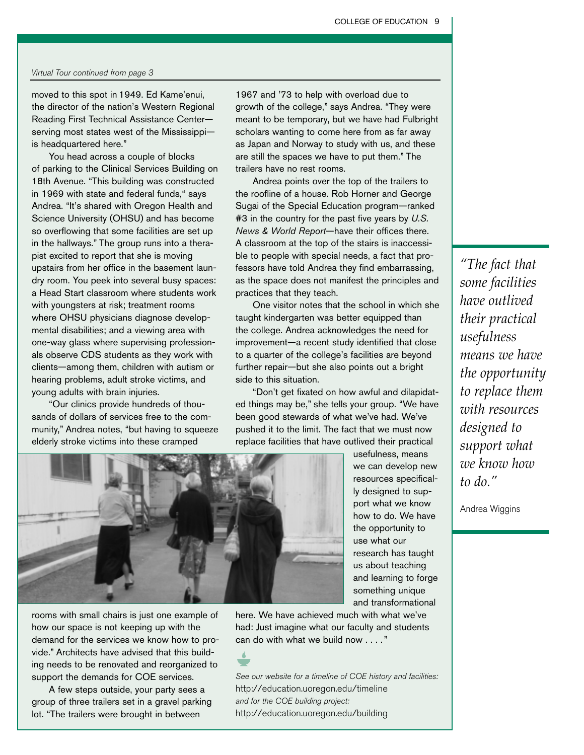*Virtual Tour continued from page 3*

moved to this spot in 1949. Ed Kame'enui, the director of the nation's Western Regional Reading First Technical Assistance Center—serving most states west of the Mississippi—is headquartered here."

You head across a couple of blocks of parking to the Clinical Services Building on 18th Avenue. "This building was constructed in 1969 with state and federal funds," says Andrea. "It's shared with Oregon Health and Science University (OHSU) and has become so overflowing that some facilities are set up in the hallways." The group runs into a therapist excited to report that she is moving upstairs from her office in the basement laundry room. You peek into several busy spaces: a Head Start classroom where students work with youngsters at risk; treatment rooms where OHSU physicians diagnose developmental disabilities; and a viewing area with one-way glass where supervising professionals observe CDS students as they work with clients—among them, children with autism or hearing problems, adult stroke victims, and young adults with brain injuries.

"Our clinics provide hundreds of thousands of dollars of services free to the community," Andrea notes, "but having to squeeze elderly stroke victims into these cramped rooms with small chairs is just one example of how our space is not keeping up with the demand for the services we know how to provide." Architects have advised that this building needs to be renovated and reorganized to support the demands for COE services.

A few steps outside, your party sees a group of three trailers set in a gravel parking lot. "The trailers were brought in between 1967 and '73 to help with overload due to growth of the college," says Andrea. "They were meant to be temporary, but we have had Fulbright scholars wanting to come here from as far away as Japan and Norway to study with us, and these are still the spaces we have to put them." The trailers have no rest rooms.

Andrea points over the top of the trailers to the roofline of a house. Rob Horner and George Sugai of the Special Education program—ranked #3 in the country for the past five years by *U.S. News & World Report*—have their offices there. A classroom at the top of the stairs is inaccessible to people with special needs, a fact that professors have told Andrea they find embarrassing, as the space does not manifest the principles and practices that they teach.

One visitor notes that the school in which she taught kindergarten was better equipped than the college. Andrea acknowledges the need for improvement—a recent study identified that close to a quarter of the college's facilities are beyond further repair—but she also points out a bright side to this situation.

"Don't get fixated on how awful and dilapidated things may be," she tells your group. "We have been good stewards of what we've had. We've pushed it to the limit. The fact that we must now replace facilities that have outlived their practical usefulness, means we can develop new resources specifically designed to support what we know how to do. We have the opportunity to use what our research has taught us about teaching and learning to forge something unique and transformational here. We have achieved much with what we've had: Just imagine what our faculty and students can do with what we build now . . . ."

> *"The fact that some facilities have outlived their practical usefulness means we have the opportunity to replace them with resources designed to support what we know how to do."*
>
> Andrea Wiggins

*See our website for a timeline of COE history and facilities:*
http://education.uoregon.edu/timeline
*and for the COE building project:*
http://education.uoregon.edu/building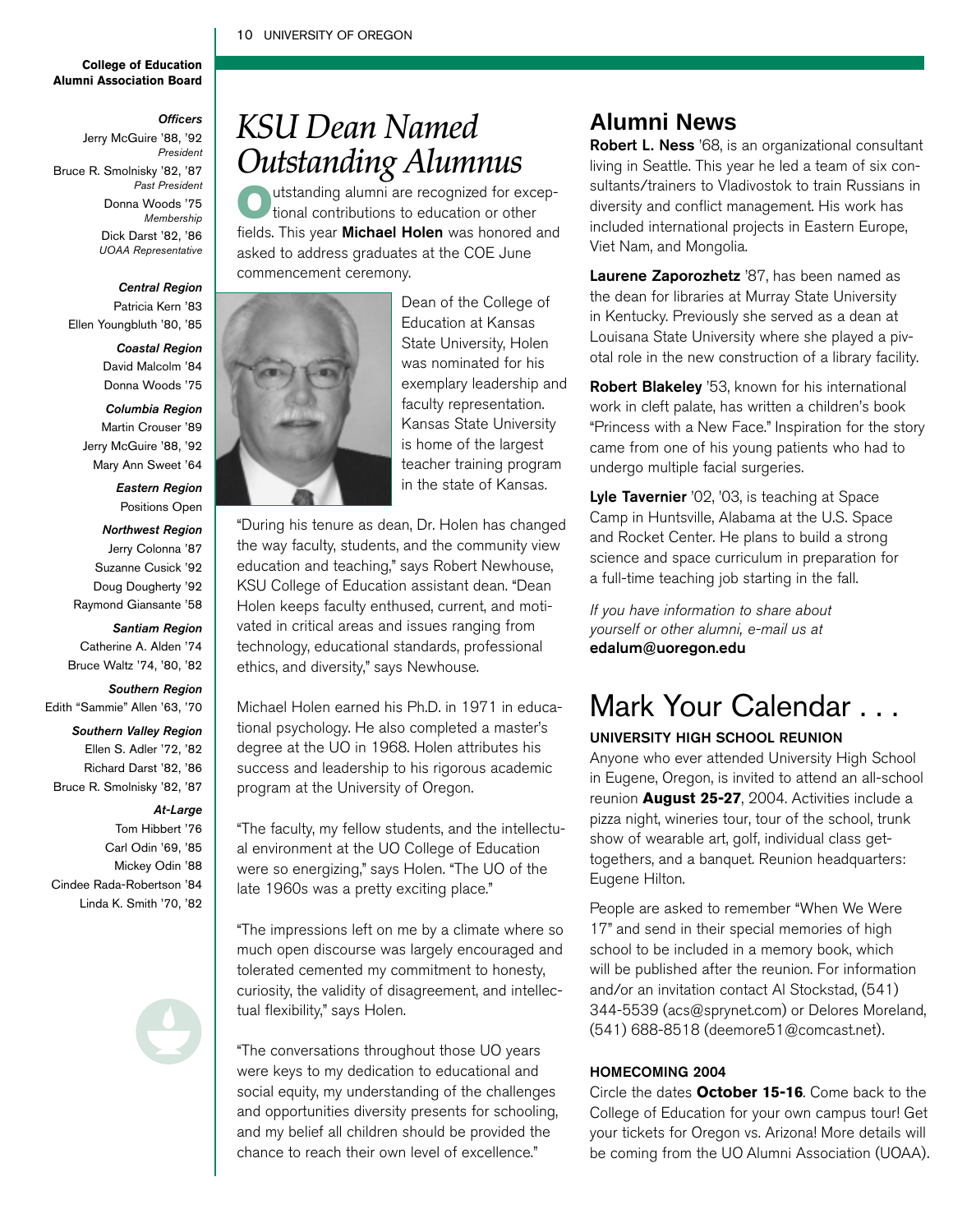**College of Education Alumni Association Board**

***Officers***

Jerry McGuire '88, '92
*President*

Bruce R. Smolnisky '82, '87
*Past President*

Donna Woods '75
*Membership*

Dick Darst '82, '86
*UOAA Representative*

***Central Region***

Patricia Kern '83
Ellen Youngbluth '80, '85

***Coastal Region***

David Malcolm '84
Donna Woods '75

***Columbia Region***

Martin Crouser '89
Jerry McGuire '88, '92
Mary Ann Sweet '64

***Eastern Region***

Positions Open

***Northwest Region***

Jerry Colonna '87
Suzanne Cusick '92
Doug Dougherty '92
Raymond Giansante '58

***Santiam Region***

Catherine A. Alden '74
Bruce Waltz '74, '80, '82

***Southern Region***

Edith "Sammie" Allen '63, '70

***Southern Valley Region***

Ellen S. Adler '72, '82
Richard Darst '82, '86
Bruce R. Smolnisky '82, '87

***At-Large***

Tom Hibbert '76
Carl Odin '69, '85
Mickey Odin '88
Cindee Rada-Robertson '84
Linda K. Smith '70, '82

# *KSU Dean Named Outstanding Alumnus*

Outstanding alumni are recognized for exceptional contributions to education or other fields. This year **Michael Holen** was honored and asked to address graduates at the COE June commencement ceremony.

Dean of the College of Education at Kansas State University, Holen was nominated for his exemplary leadership and faculty representation. Kansas State University is home of the largest teacher training program in the state of Kansas.

"During his tenure as dean, Dr. Holen has changed the way faculty, students, and the community view education and teaching," says Robert Newhouse, KSU College of Education assistant dean. "Dean Holen keeps faculty enthused, current, and motivated in critical areas and issues ranging from technology, educational standards, professional ethics, and diversity," says Newhouse.

Michael Holen earned his Ph.D. in 1971 in educational psychology. He also completed a master's degree at the UO in 1968. Holen attributes his success and leadership to his rigorous academic program at the University of Oregon.

"The faculty, my fellow students, and the intellectual environment at the UO College of Education were so energizing," says Holen. "The UO of the late 1960s was a pretty exciting place."

"The impressions left on me by a climate where so much open discourse was largely encouraged and tolerated cemented my commitment to honesty, curiosity, the validity of disagreement, and intellectual flexibility," says Holen.

"The conversations throughout those UO years were keys to my dedication to educational and social equity, my understanding of the challenges and opportunities diversity presents for schooling, and my belief all children should be provided the chance to reach their own level of excellence."

## Alumni News

**Robert L. Ness** '68, is an organizational consultant living in Seattle. This year he led a team of six consultants/trainers to Vladivostok to train Russians in diversity and conflict management. His work has included international projects in Eastern Europe, Viet Nam, and Mongolia.

**Laurene Zaporozhetz** '87, has been named as the dean for libraries at Murray State University in Kentucky. Previously she served as a dean at Louisana State University where she played a pivotal role in the new construction of a library facility.

**Robert Blakeley** '53, known for his international work in cleft palate, has written a children's book "Princess with a New Face." Inspiration for the story came from one of his young patients who had to undergo multiple facial surgeries.

**Lyle Tavernier** '02, '03, is teaching at Space Camp in Huntsville, Alabama at the U.S. Space and Rocket Center. He plans to build a strong science and space curriculum in preparation for a full-time teaching job starting in the fall.

*If you have information to share about yourself or other alumni, e-mail us at* **edalum@uoregon.edu**

# Mark Your Calendar . . .

### UNIVERSITY HIGH SCHOOL REUNION

Anyone who ever attended University High School in Eugene, Oregon, is invited to attend an all-school reunion **August 25-27**, 2004. Activities include a pizza night, wineries tour, tour of the school, trunk show of wearable art, golf, individual class get-togethers, and a banquet. Reunion headquarters: Eugene Hilton.

People are asked to remember "When We Were 17" and send in their special memories of high school to be included in a memory book, which will be published after the reunion. For information and/or an invitation contact Al Stockstad, (541) 344-5539 (acs@sprynet.com) or Delores Moreland, (541) 688-8518 (deemore51@comcast.net).

### HOMECOMING 2004

Circle the dates **October 15-16**. Come back to the College of Education for your own campus tour! Get your tickets for Oregon vs. Arizona! More details will be coming from the UO Alumni Association (UOAA).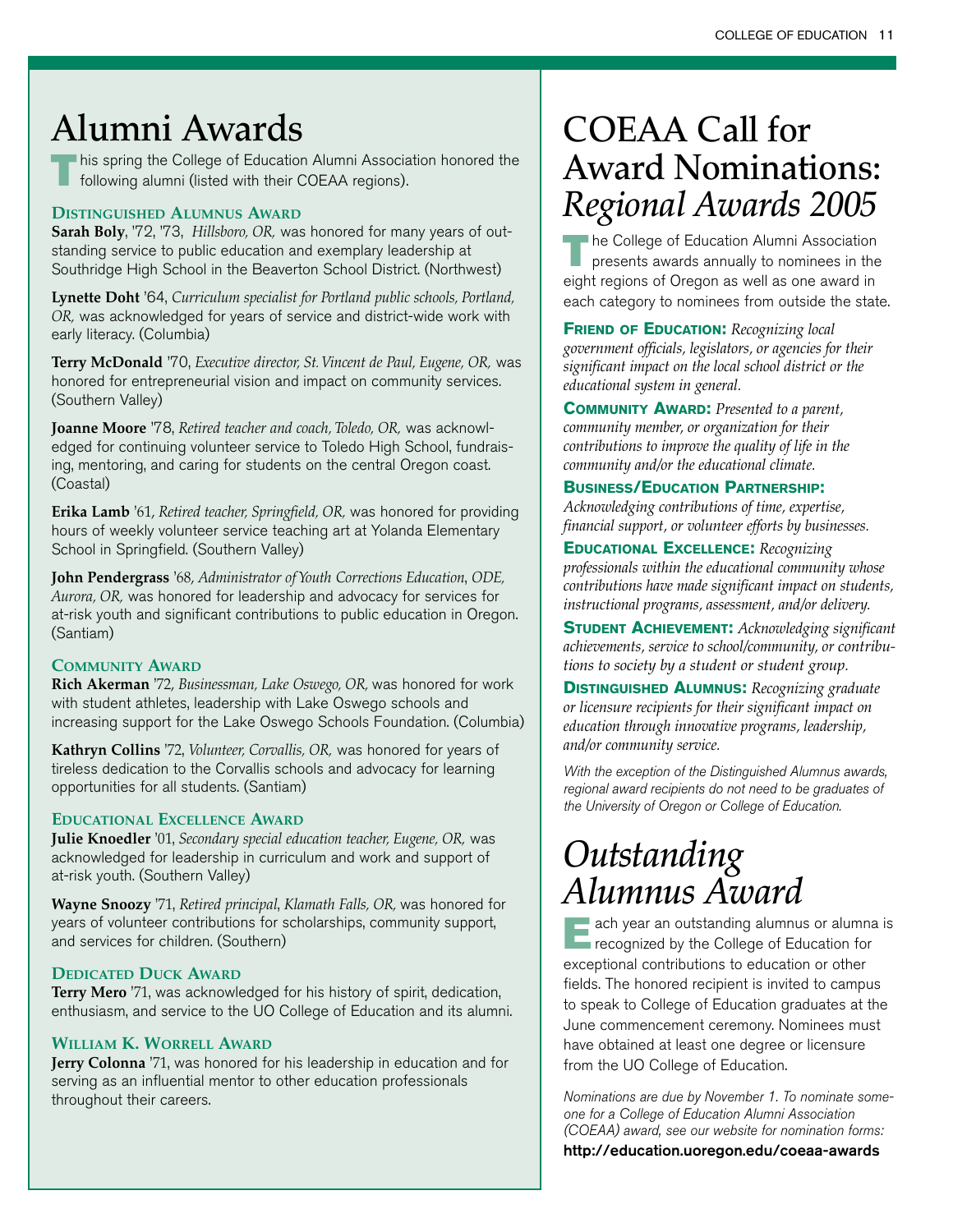# Alumni Awards

This spring the College of Education Alumni Association honored the following alumni (listed with their COEAA regions).

### Distinguished Alumnus Award

**Sarah Boly**, '72, '73, *Hillsboro, OR,* was honored for many years of outstanding service to public education and exemplary leadership at Southridge High School in the Beaverton School District. (Northwest)

**Lynette Doht** '64, *Curriculum specialist for Portland public schools, Portland, OR,* was acknowledged for years of service and district-wide work with early literacy. (Columbia)

**Terry McDonald** '70, *Executive director, St. Vincent de Paul, Eugene, OR,* was honored for entrepreneurial vision and impact on community services. (Southern Valley)

**Joanne Moore** '78, *Retired teacher and coach, Toledo, OR,* was acknowledged for continuing volunteer service to Toledo High School, fundraising, mentoring, and caring for students on the central Oregon coast. (Coastal)

**Erika Lamb** '61, *Retired teacher, Springfield, OR,* was honored for providing hours of weekly volunteer service teaching art at Yolanda Elementary School in Springfield. (Southern Valley)

**John Pendergrass** '68, *Administrator of Youth Corrections Education, ODE, Aurora, OR,* was honored for leadership and advocacy for services for at-risk youth and significant contributions to public education in Oregon. (Santiam)

### Community Award

**Rich Akerman** '72, *Businessman, Lake Oswego, OR,* was honored for work with student athletes, leadership with Lake Oswego schools and increasing support for the Lake Oswego Schools Foundation. (Columbia)

**Kathryn Collins** '72, *Volunteer, Corvallis, OR,* was honored for years of tireless dedication to the Corvallis schools and advocacy for learning opportunities for all students. (Santiam)

### Educational Excellence Award

**Julie Knoedler** '01, *Secondary special education teacher, Eugene, OR,* was acknowledged for leadership in curriculum and work and support of at-risk youth. (Southern Valley)

**Wayne Snoozy** '71, *Retired principal, Klamath Falls, OR,* was honored for years of volunteer contributions for scholarships, community support, and services for children. (Southern)

### Dedicated Duck Award

**Terry Mero** '71, was acknowledged for his history of spirit, dedication, enthusiasm, and service to the UO College of Education and its alumni.

### William K. Worrell Award

**Jerry Colonna** '71, was honored for his leadership in education and for serving as an influential mentor to other education professionals throughout their careers.

# COEAA Call for Award Nominations: *Regional Awards 2005*

The College of Education Alumni Association presents awards annually to nominees in the eight regions of Oregon as well as one award in each category to nominees from outside the state.

**Friend of Education:** *Recognizing local government officials, legislators, or agencies for their significant impact on the local school district or the educational system in general.*

**Community Award:** *Presented to a parent, community member, or organization for their contributions to improve the quality of life in the community and/or the educational climate.*

**Business/Education Partnership:** *Acknowledging contributions of time, expertise, financial support, or volunteer efforts by businesses.*

**Educational Excellence:** *Recognizing professionals within the educational community whose contributions have made significant impact on students, instructional programs, assessment, and/or delivery.*

**Student Achievement:** *Acknowledging significant achievements, service to school/community, or contributions to society by a student or student group.*

**Distinguished Alumnus:** *Recognizing graduate or licensure recipients for their significant impact on education through innovative programs, leadership, and/or community service.*

*With the exception of the Distinguished Alumnus awards, regional award recipients do not need to be graduates of the University of Oregon or College of Education.*

# *Outstanding Alumnus Award*

Each year an outstanding alumnus or alumna is recognized by the College of Education for exceptional contributions to education or other fields. The honored recipient is invited to campus to speak to College of Education graduates at the June commencement ceremony. Nominees must have obtained at least one degree or licensure from the UO College of Education.

*Nominations are due by November 1. To nominate someone for a College of Education Alumni Association (COEAA) award, see our website for nomination forms:*

**http://education.uoregon.edu/coeaa-awards**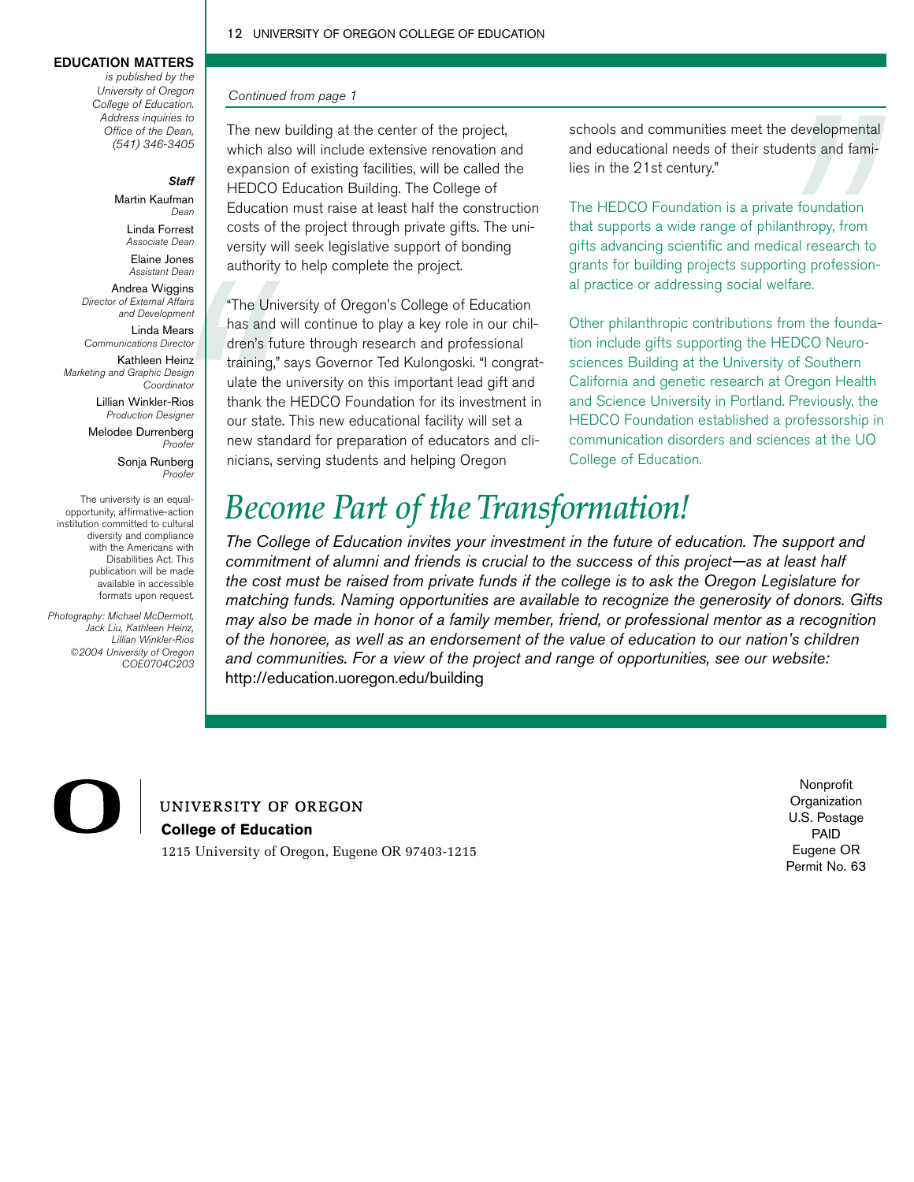**EDUCATION MATTERS**

*is published by the University of Oregon College of Education. Address inquiries to Office of the Dean, (541) 346-3405*

***Staff***

Martin Kaufman
*Dean*

Linda Forrest
*Associate Dean*

Elaine Jones
*Assistant Dean*

Andrea Wiggins
*Director of External Affairs and Development*

Linda Mears
*Communications Director*

Kathleen Heinz
*Marketing and Graphic Design Coordinator*

Lillian Winkler-Rios
*Production Designer*

Melodee Durrenberg
*Proofer*

Sonja Runberg
*Proofer*

The university is an equal-opportunity, affirmative-action institution committed to cultural diversity and compliance with the Americans with Disabilities Act. This publication will be made available in accessible formats upon request.

*Photography: Michael McDermott, Jack Liu, Kathleen Heinz, Lillian Winkler-Rios*
*©2004 University of Oregon*
*COE0704C203*

*Continued from page 1*

The new building at the center of the project, which also will include extensive renovation and expansion of existing facilities, will be called the HEDCO Education Building. The College of Education must raise at least half the construction costs of the project through private gifts. The university will seek legislative support of bonding authority to help complete the project.

"The University of Oregon's College of Education has and will continue to play a key role in our children's future through research and professional training," says Governor Ted Kulongoski. "I congratulate the university on this important lead gift and thank the HEDCO Foundation for its investment in our state. This new educational facility will set a new standard for preparation of educators and clinicians, serving students and helping Oregon schools and communities meet the developmental and educational needs of their students and families in the 21st century."

The HEDCO Foundation is a private foundation that supports a wide range of philanthropy, from gifts advancing scientific and medical research to grants for building projects supporting professional practice or addressing social welfare.

Other philanthropic contributions from the foundation include gifts supporting the HEDCO Neurosciences Building at the University of Southern California and genetic research at Oregon Health and Science University in Portland. Previously, the HEDCO Foundation established a professorship in communication disorders and sciences at the UO College of Education.

# *Become Part of the Transformation!*

*The College of Education invites your investment in the future of education. The support and commitment of alumni and friends is crucial to the success of this project—as at least half the cost must be raised from private funds if the college is to ask the Oregon Legislature for matching funds. Naming opportunities are available to recognize the generosity of donors. Gifts may also be made in honor of a family member, friend, or professional mentor as a recognition of the honoree, as well as an endorsement of the value of education to our nation's children and communities. For a view of the project and range of opportunities, see our website:*
http://education.uoregon.edu/building

UNIVERSITY OF OREGON
**College of Education**
1215 University of Oregon, Eugene OR 97403-1215

Nonprofit Organization
U.S. Postage
PAID
Eugene OR
Permit No. 63